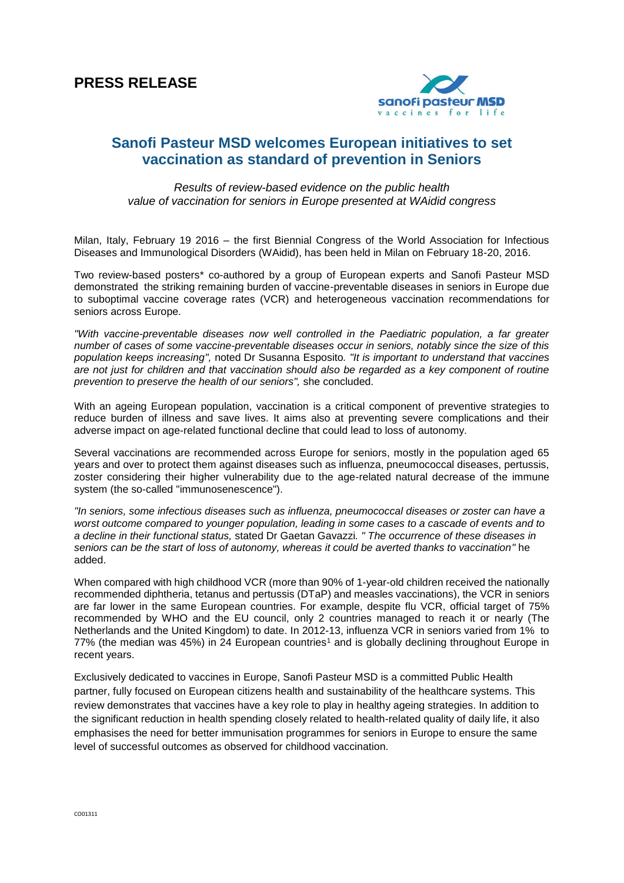# PRESS RELEASE

## Sanofi Pasteur MSD welcomes European initiatives to set vaccination as standard of prevention in Seniors

*Results of review-based evidence on the public health value of vaccination for seniors in Europe presented at WAidid congress*

Milan, Italy, February 19 2016 – the first Biennial Congress of the World Association for Infectious Diseases and Immunological Disorders (WAidid), has been held in Milan on February 18-20, 2016.

Two review-based posters* co-authored by a group of European experts and Sanofi Pasteur MSD demonstrated the striking remaining burden of vaccine-preventable diseases in seniors in Europe due to suboptimal vaccine coverage rates (VCR) and heterogeneous vaccination recommendations for seniors across Europe.

*"With vaccine-preventable diseases now well controlled in the Paediatric population, a far greater number of cases of some vaccine-preventable diseases occur in seniors, notably since the size of this population keeps increasing",* noted Dr Susanna Esposito*. "It is important to understand that vaccines are not just for children and that vaccination should also be regarded as a key component of routine prevention to preserve the health of our seniors",* she concluded.

With an ageing European population, vaccination is a critical component of preventive strategies to reduce burden of illness and save lives. It aims also at preventing severe complications and their adverse impact on age-related functional decline that could lead to loss of autonomy.

Several vaccinations are recommended across Europe for seniors, mostly in the population aged 65 years and over to protect them against diseases such as influenza, pneumococcal diseases, pertussis, zoster considering their higher vulnerability due to the age-related natural decrease of the immune system (the so-called "immunosenescence").

*"In seniors, some infectious diseases such as influenza, pneumococcal diseases or zoster can have a worst outcome compared to younger population, leading in some cases to a cascade of events and to a decline in their functional status,* stated Dr Gaetan Gavazzi*. " The occurrence of these diseases in seniors can be the start of loss of autonomy, whereas it could be averted thanks to vaccination"* he added.

When compared with high childhood VCR (more than 90% of 1-year-old children received the nationally recommended diphtheria, tetanus and pertussis (DTaP) and measles vaccinations), the VCR in seniors are far lower in the same European countries. For example, despite flu VCR, official target of 75% recommended by WHO and the EU council, only 2 countries managed to reach it or nearly (The Netherlands and the United Kingdom) to date. In 2012-13, influenza VCR in seniors varied from 1% to 77% (the median was 45%) in 24 European countries[1] and is globally declining throughout Europe in recent years.

Exclusively dedicated to vaccines in Europe, Sanofi Pasteur MSD is a committed Public Health partner, fully focused on European citizens health and sustainability of the healthcare systems. This review demonstrates that vaccines have a key role to play in healthy ageing strategies. In addition to the significant reduction in health spending closely related to health-related quality of daily life, it also emphasises the need for better immunisation programmes for seniors in Europe to ensure the same level of successful outcomes as observed for childhood vaccination.

CO01311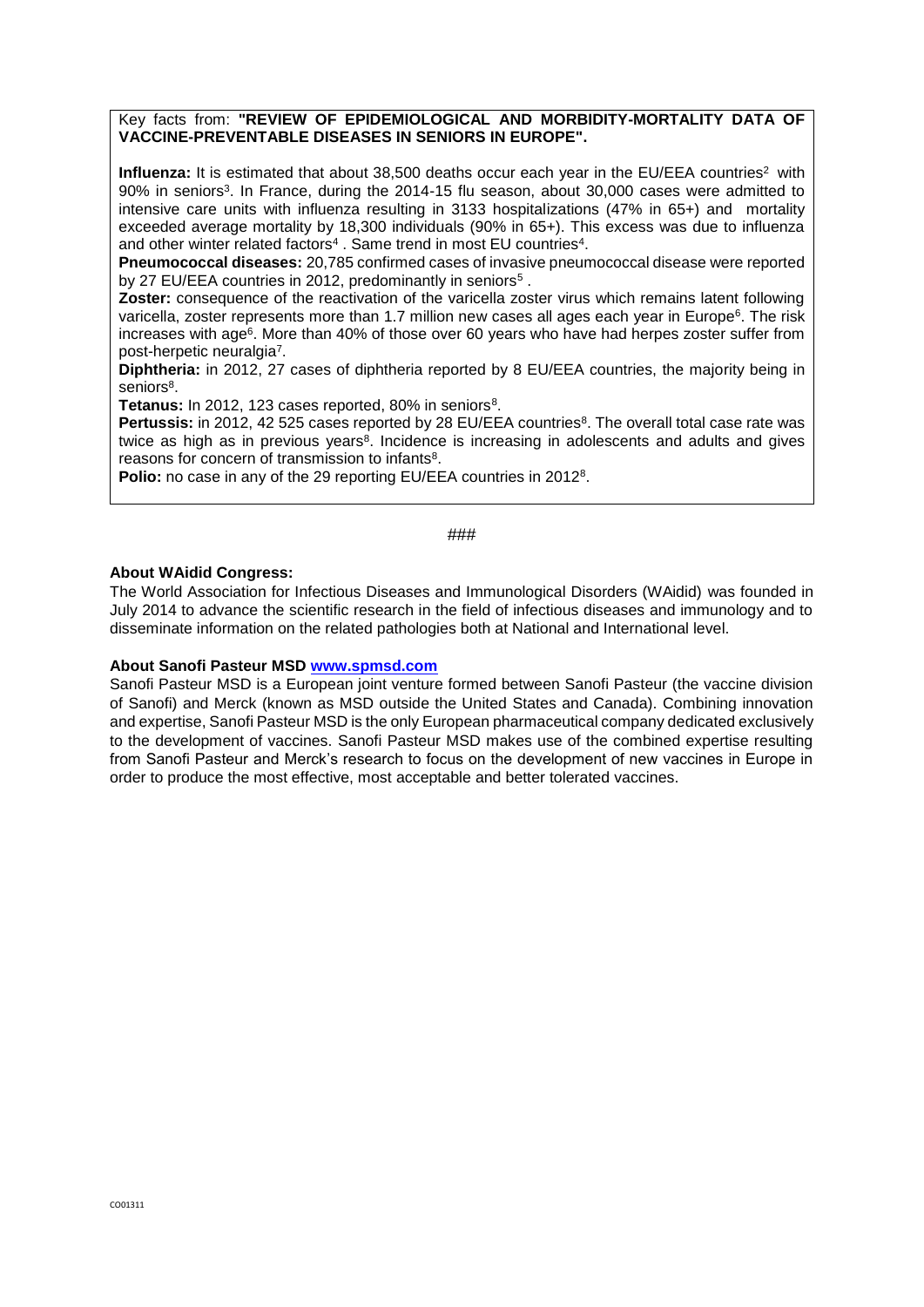Key facts from: **"REVIEW OF EPIDEMIOLOGICAL AND MORBIDITY-MORTALITY DATA OF VACCINE-PREVENTABLE DISEASES IN SENIORS IN EUROPE".**

**Influenza:** It is estimated that about 38,500 deaths occur each year in the EU/EEA countries[2] with 90% in seniors[3]. In France, during the 2014-15 flu season, about 30,000 cases were admitted to intensive care units with influenza resulting in 3133 hospitalizations (47% in 65+) and mortality exceeded average mortality by 18,300 individuals (90% in 65+). This excess was due to influenza and other winter related factors[4] . Same trend in most EU countries[4].

**Pneumococcal diseases:** 20,785 confirmed cases of invasive pneumococcal disease were reported by 27 EU/EEA countries in 2012, predominantly in seniors[5] .

**Zoster:** consequence of the reactivation of the varicella zoster virus which remains latent following varicella, zoster represents more than 1.7 million new cases all ages each year in Europe[6]. The risk increases with age[6]. More than 40% of those over 60 years who have had herpes zoster suffer from post-herpetic neuralgia[7].

**Diphtheria:** in 2012, 27 cases of diphtheria reported by 8 EU/EEA countries, the majority being in seniors[8].

**Tetanus:** In 2012, 123 cases reported, 80% in seniors[8].

**Pertussis:** in 2012, 42 525 cases reported by 28 EU/EEA countries[8]. The overall total case rate was twice as high as in previous years[8]. Incidence is increasing in adolescents and adults and gives reasons for concern of transmission to infants[8].

**Polio:** no case in any of the 29 reporting EU/EEA countries in 2012[8].

###

**About WAidid Congress:**

The World Association for Infectious Diseases and Immunological Disorders (WAidid) was founded in July 2014 to advance the scientific research in the field of infectious diseases and immunology and to disseminate information on the related pathologies both at National and International level.

**About Sanofi Pasteur MSD [www.spmsd.com](www.spmsd.com)**

Sanofi Pasteur MSD is a European joint venture formed between Sanofi Pasteur (the vaccine division of Sanofi) and Merck (known as MSD outside the United States and Canada). Combining innovation and expertise, Sanofi Pasteur MSD is the only European pharmaceutical company dedicated exclusively to the development of vaccines. Sanofi Pasteur MSD makes use of the combined expertise resulting from Sanofi Pasteur and Merck's research to focus on the development of new vaccines in Europe in order to produce the most effective, most acceptable and better tolerated vaccines.

CO01311